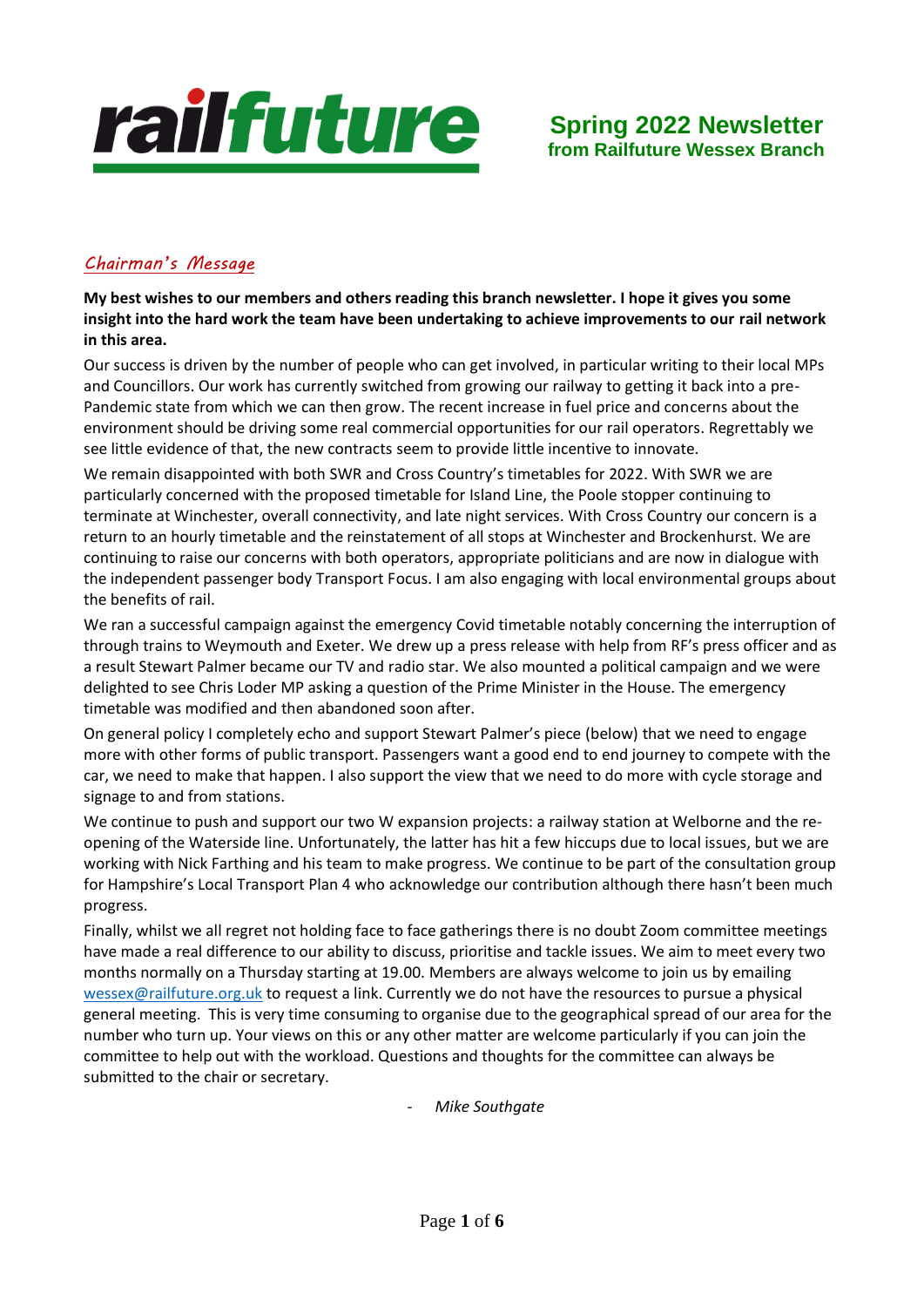railfuture

# Spring 2022 Newsletter
## from Railfuture Wessex Branch

## *Chairman's Message*

**My best wishes to our members and others reading this branch newsletter. I hope it gives you some insight into the hard work the team have been undertaking to achieve improvements to our rail network in this area.**

Our success is driven by the number of people who can get involved, in particular writing to their local MPs and Councillors. Our work has currently switched from growing our railway to getting it back into a pre-Pandemic state from which we can then grow. The recent increase in fuel price and concerns about the environment should be driving some real commercial opportunities for our rail operators. Regrettably we see little evidence of that, the new contracts seem to provide little incentive to innovate.

We remain disappointed with both SWR and Cross Country's timetables for 2022. With SWR we are particularly concerned with the proposed timetable for Island Line, the Poole stopper continuing to terminate at Winchester, overall connectivity, and late night services. With Cross Country our concern is a return to an hourly timetable and the reinstatement of all stops at Winchester and Brockenhurst. We are continuing to raise our concerns with both operators, appropriate politicians and are now in dialogue with the independent passenger body Transport Focus. I am also engaging with local environmental groups about the benefits of rail.

We ran a successful campaign against the emergency Covid timetable notably concerning the interruption of through trains to Weymouth and Exeter. We drew up a press release with help from RF's press officer and as a result Stewart Palmer became our TV and radio star. We also mounted a political campaign and we were delighted to see Chris Loder MP asking a question of the Prime Minister in the House. The emergency timetable was modified and then abandoned soon after.

On general policy I completely echo and support Stewart Palmer's piece (below) that we need to engage more with other forms of public transport. Passengers want a good end to end journey to compete with the car, we need to make that happen. I also support the view that we need to do more with cycle storage and signage to and from stations.

We continue to push and support our two W expansion projects: a railway station at Welborne and the re-opening of the Waterside line. Unfortunately, the latter has hit a few hiccups due to local issues, but we are working with Nick Farthing and his team to make progress. We continue to be part of the consultation group for Hampshire's Local Transport Plan 4 who acknowledge our contribution although there hasn't been much progress.

Finally, whilst we all regret not holding face to face gatherings there is no doubt Zoom committee meetings have made a real difference to our ability to discuss, prioritise and tackle issues. We aim to meet every two months normally on a Thursday starting at 19.00. Members are always welcome to join us by emailing wessex@railfuture.org.uk to request a link. Currently we do not have the resources to pursue a physical general meeting. This is very time consuming to organise due to the geographical spread of our area for the number who turn up. Your views on this or any other matter are welcome particularly if you can join the committee to help out with the workload. Questions and thoughts for the committee can always be submitted to the chair or secretary.

- *Mike Southgate*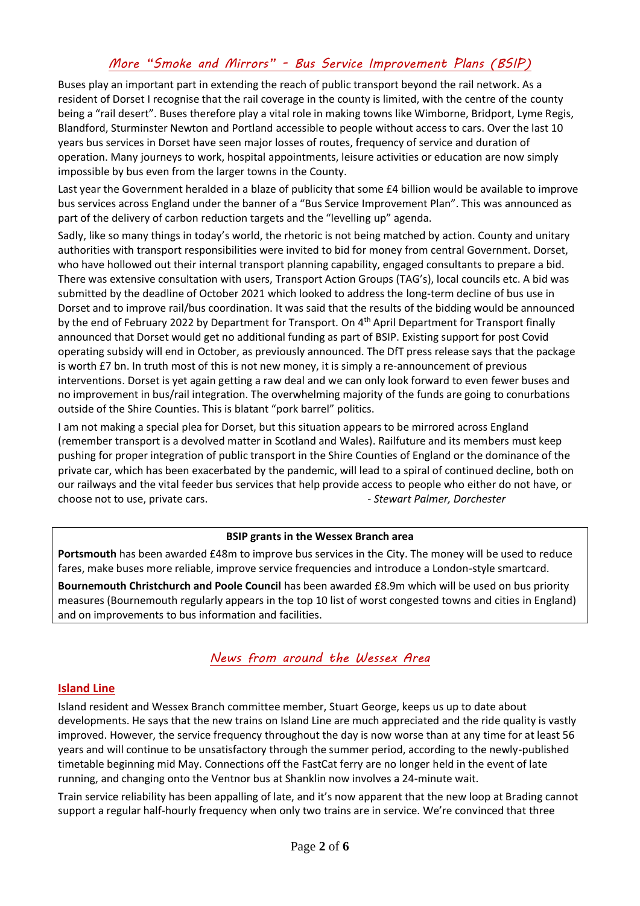## *More "Smoke and Mirrors" - Bus Service Improvement Plans (BSIP)*

Buses play an important part in extending the reach of public transport beyond the rail network. As a resident of Dorset I recognise that the rail coverage in the county is limited, with the centre of the county being a "rail desert". Buses therefore play a vital role in making towns like Wimborne, Bridport, Lyme Regis, Blandford, Sturminster Newton and Portland accessible to people without access to cars. Over the last 10 years bus services in Dorset have seen major losses of routes, frequency of service and duration of operation. Many journeys to work, hospital appointments, leisure activities or education are now simply impossible by bus even from the larger towns in the County.

Last year the Government heralded in a blaze of publicity that some £4 billion would be available to improve bus services across England under the banner of a "Bus Service Improvement Plan". This was announced as part of the delivery of carbon reduction targets and the "levelling up" agenda.

Sadly, like so many things in today's world, the rhetoric is not being matched by action. County and unitary authorities with transport responsibilities were invited to bid for money from central Government. Dorset, who have hollowed out their internal transport planning capability, engaged consultants to prepare a bid. There was extensive consultation with users, Transport Action Groups (TAG's), local councils etc. A bid was submitted by the deadline of October 2021 which looked to address the long-term decline of bus use in Dorset and to improve rail/bus coordination. It was said that the results of the bidding would be announced by the end of February 2022 by Department for Transport. On 4th April Department for Transport finally announced that Dorset would get no additional funding as part of BSIP. Existing support for post Covid operating subsidy will end in October, as previously announced. The DfT press release says that the package is worth £7 bn. In truth most of this is not new money, it is simply a re-announcement of previous interventions. Dorset is yet again getting a raw deal and we can only look forward to even fewer buses and no improvement in bus/rail integration. The overwhelming majority of the funds are going to conurbations outside of the Shire Counties. This is blatant "pork barrel" politics.

I am not making a special plea for Dorset, but this situation appears to be mirrored across England (remember transport is a devolved matter in Scotland and Wales). Railfuture and its members must keep pushing for proper integration of public transport in the Shire Counties of England or the dominance of the private car, which has been exacerbated by the pandemic, will lead to a spiral of continued decline, both on our railways and the vital feeder bus services that help provide access to people who either do not have, or choose not to use, private cars. *- Stewart Palmer, Dorchester*

**BSIP grants in the Wessex Branch area**

**Portsmouth** has been awarded £48m to improve bus services in the City. The money will be used to reduce fares, make buses more reliable, improve service frequencies and introduce a London-style smartcard.

**Bournemouth Christchurch and Poole Council** has been awarded £8.9m which will be used on bus priority measures (Bournemouth regularly appears in the top 10 list of worst congested towns and cities in England) and on improvements to bus information and facilities.

## *News from around the Wessex Area*

### Island Line

Island resident and Wessex Branch committee member, Stuart George, keeps us up to date about developments. He says that the new trains on Island Line are much appreciated and the ride quality is vastly improved. However, the service frequency throughout the day is now worse than at any time for at least 56 years and will continue to be unsatisfactory through the summer period, according to the newly-published timetable beginning mid May. Connections off the FastCat ferry are no longer held in the event of late running, and changing onto the Ventnor bus at Shanklin now involves a 24-minute wait.

Train service reliability has been appalling of late, and it's now apparent that the new loop at Brading cannot support a regular half-hourly frequency when only two trains are in service. We're convinced that three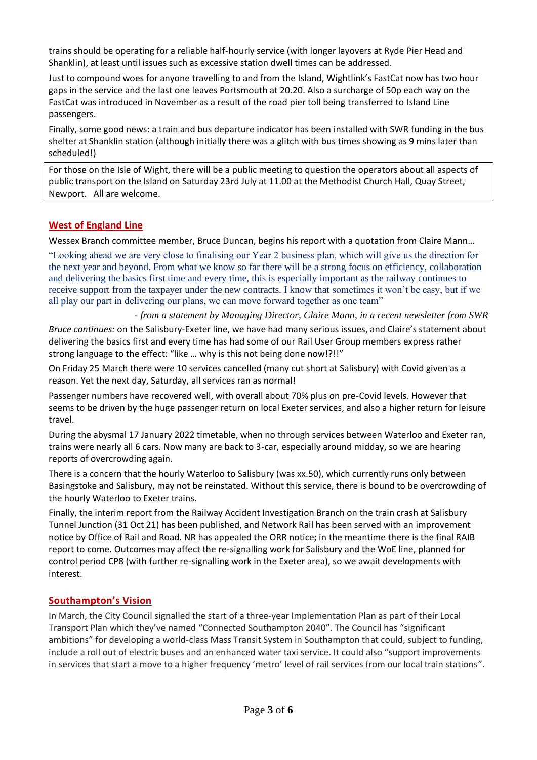trains should be operating for a reliable half-hourly service (with longer layovers at Ryde Pier Head and Shanklin), at least until issues such as excessive station dwell times can be addressed.

Just to compound woes for anyone travelling to and from the Island, Wightlink's FastCat now has two hour gaps in the service and the last one leaves Portsmouth at 20.20. Also a surcharge of 50p each way on the FastCat was introduced in November as a result of the road pier toll being transferred to Island Line passengers.

Finally, some good news: a train and bus departure indicator has been installed with SWR funding in the bus shelter at Shanklin station (although initially there was a glitch with bus times showing as 9 mins later than scheduled!)

For those on the Isle of Wight, there will be a public meeting to question the operators about all aspects of public transport on the Island on Saturday 23rd July at 11.00 at the Methodist Church Hall, Quay Street, Newport. All are welcome.

## West of England Line

Wessex Branch committee member, Bruce Duncan, begins his report with a quotation from Claire Mann…

"Looking ahead we are very close to finalising our Year 2 business plan, which will give us the direction for the next year and beyond. From what we know so far there will be a strong focus on efficiency, collaboration and delivering the basics first time and every time, this is especially important as the railway continues to receive support from the taxpayer under the new contracts. I know that sometimes it won't be easy, but if we all play our part in delivering our plans, we can move forward together as one team"

*- from a statement by Managing Director, Claire Mann, in a recent newsletter from SWR*

*Bruce continues:* on the Salisbury-Exeter line, we have had many serious issues, and Claire's statement about delivering the basics first and every time has had some of our Rail User Group members express rather strong language to the effect: "like … why is this not being done now!?!!"

On Friday 25 March there were 10 services cancelled (many cut short at Salisbury) with Covid given as a reason. Yet the next day, Saturday, all services ran as normal!

Passenger numbers have recovered well, with overall about 70% plus on pre-Covid levels. However that seems to be driven by the huge passenger return on local Exeter services, and also a higher return for leisure travel.

During the abysmal 17 January 2022 timetable, when no through services between Waterloo and Exeter ran, trains were nearly all 6 cars. Now many are back to 3-car, especially around midday, so we are hearing reports of overcrowding again.

There is a concern that the hourly Waterloo to Salisbury (was xx.50), which currently runs only between Basingstoke and Salisbury, may not be reinstated. Without this service, there is bound to be overcrowding of the hourly Waterloo to Exeter trains.

Finally, the interim report from the Railway Accident Investigation Branch on the train crash at Salisbury Tunnel Junction (31 Oct 21) has been published, and Network Rail has been served with an improvement notice by Office of Rail and Road. NR has appealed the ORR notice; in the meantime there is the final RAIB report to come. Outcomes may affect the re-signalling work for Salisbury and the WoE line, planned for control period CP8 (with further re-signalling work in the Exeter area), so we await developments with interest.

## Southampton's Vision

In March, the City Council signalled the start of a three-year Implementation Plan as part of their Local Transport Plan which they've named "Connected Southampton 2040". The Council has "significant ambitions" for developing a world-class Mass Transit System in Southampton that could, subject to funding, include a roll out of electric buses and an enhanced water taxi service. It could also "support improvements in services that start a move to a higher frequency 'metro' level of rail services from our local train stations".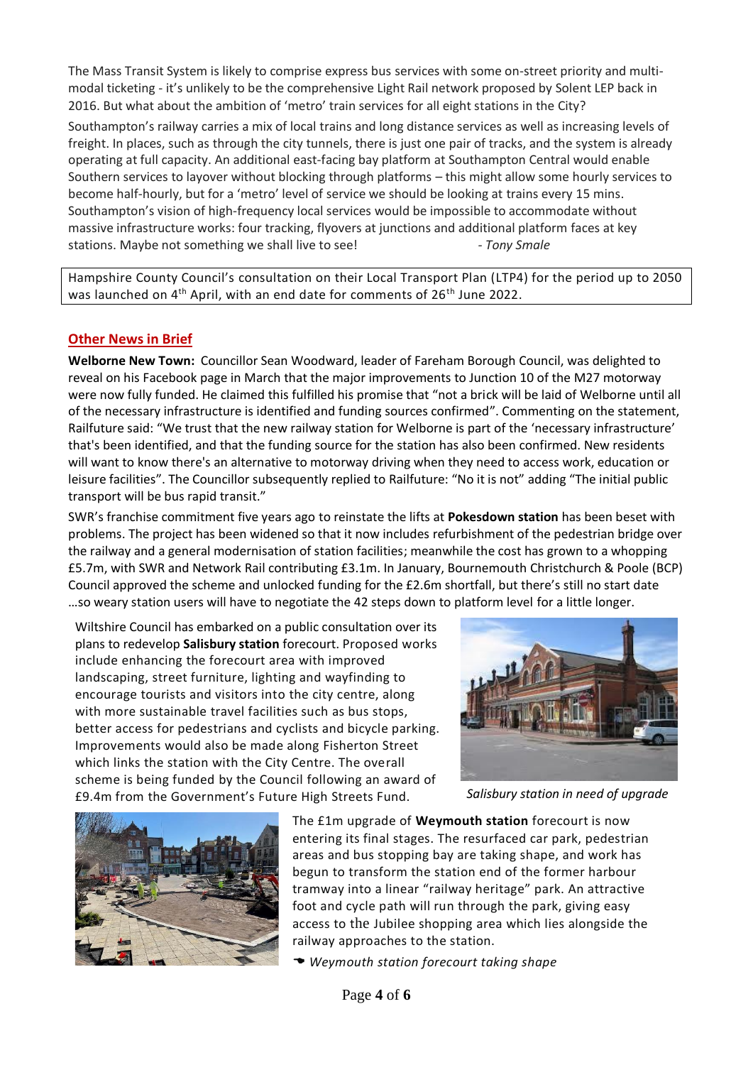The Mass Transit System is likely to comprise express bus services with some on-street priority and multi-modal ticketing - it's unlikely to be the comprehensive Light Rail network proposed by Solent LEP back in 2016. But what about the ambition of 'metro' train services for all eight stations in the City?

Southampton's railway carries a mix of local trains and long distance services as well as increasing levels of freight. In places, such as through the city tunnels, there is just one pair of tracks, and the system is already operating at full capacity. An additional east-facing bay platform at Southampton Central would enable Southern services to layover without blocking through platforms – this might allow some hourly services to become half-hourly, but for a 'metro' level of service we should be looking at trains every 15 mins. Southampton's vision of high-frequency local services would be impossible to accommodate without massive infrastructure works: four tracking, flyovers at junctions and additional platform faces at key stations. Maybe not something we shall live to see! *- Tony Smale*

> Hampshire County Council's consultation on their Local Transport Plan (LTP4) for the period up to 2050 was launched on 4th April, with an end date for comments of 26th June 2022.

## Other News in Brief

**Welborne New Town:** Councillor Sean Woodward, leader of Fareham Borough Council, was delighted to reveal on his Facebook page in March that the major improvements to Junction 10 of the M27 motorway were now fully funded. He claimed this fulfilled his promise that "not a brick will be laid of Welborne until all of the necessary infrastructure is identified and funding sources confirmed". Commenting on the statement, Railfuture said: "We trust that the new railway station for Welborne is part of the 'necessary infrastructure' that's been identified, and that the funding source for the station has also been confirmed. New residents will want to know there's an alternative to motorway driving when they need to access work, education or leisure facilities". The Councillor subsequently replied to Railfuture: "No it is not" adding "The initial public transport will be bus rapid transit."

SWR's franchise commitment five years ago to reinstate the lifts at **Pokesdown station** has been beset with problems. The project has been widened so that it now includes refurbishment of the pedestrian bridge over the railway and a general modernisation of station facilities; meanwhile the cost has grown to a whopping £5.7m, with SWR and Network Rail contributing £3.1m. In January, Bournemouth Christchurch & Poole (BCP) Council approved the scheme and unlocked funding for the £2.6m shortfall, but there's still no start date …so weary station users will have to negotiate the 42 steps down to platform level for a little longer.

Wiltshire Council has embarked on a public consultation over its plans to redevelop **Salisbury station** forecourt. Proposed works include enhancing the forecourt area with improved landscaping, street furniture, lighting and wayfinding to encourage tourists and visitors into the city centre, along with more sustainable travel facilities such as bus stops, better access for pedestrians and cyclists and bicycle parking. Improvements would also be made along Fisherton Street which links the station with the City Centre. The overall scheme is being funded by the Council following an award of £9.4m from the Government's Future High Streets Fund.

*Salisbury station in need of upgrade*

The £1m upgrade of **Weymouth station** forecourt is now entering its final stages. The resurfaced car park, pedestrian areas and bus stopping bay are taking shape, and work has begun to transform the station end of the former harbour tramway into a linear "railway heritage" park. An attractive foot and cycle path will run through the park, giving easy access to the Jubilee shopping area which lies alongside the railway approaches to the station.

*Weymouth station forecourt taking shape*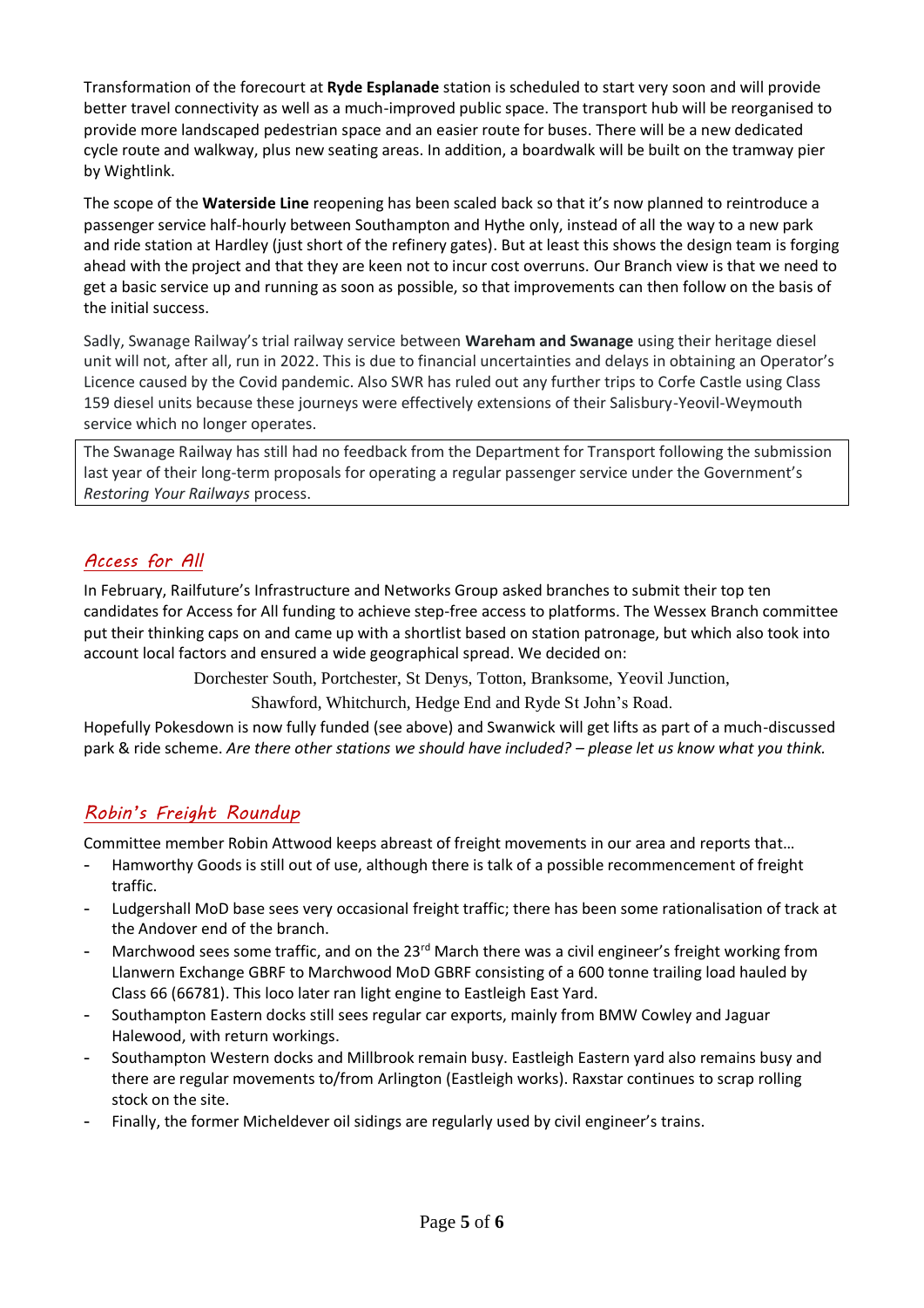Transformation of the forecourt at **Ryde Esplanade** station is scheduled to start very soon and will provide better travel connectivity as well as a much-improved public space. The transport hub will be reorganised to provide more landscaped pedestrian space and an easier route for buses. There will be a new dedicated cycle route and walkway, plus new seating areas. In addition, a boardwalk will be built on the tramway pier by Wightlink.

The scope of the **Waterside Line** reopening has been scaled back so that it's now planned to reintroduce a passenger service half-hourly between Southampton and Hythe only, instead of all the way to a new park and ride station at Hardley (just short of the refinery gates). But at least this shows the design team is forging ahead with the project and that they are keen not to incur cost overruns. Our Branch view is that we need to get a basic service up and running as soon as possible, so that improvements can then follow on the basis of the initial success.

Sadly, Swanage Railway's trial railway service between **Wareham and Swanage** using their heritage diesel unit will not, after all, run in 2022. This is due to financial uncertainties and delays in obtaining an Operator's Licence caused by the Covid pandemic. Also SWR has ruled out any further trips to Corfe Castle using Class 159 diesel units because these journeys were effectively extensions of their Salisbury-Yeovil-Weymouth service which no longer operates.

The Swanage Railway has still had no feedback from the Department for Transport following the submission last year of their long-term proposals for operating a regular passenger service under the Government's *Restoring Your Railways* process.

## *Access for All*

In February, Railfuture's Infrastructure and Networks Group asked branches to submit their top ten candidates for Access for All funding to achieve step-free access to platforms. The Wessex Branch committee put their thinking caps on and came up with a shortlist based on station patronage, but which also took into account local factors and ensured a wide geographical spread. We decided on:

Dorchester South, Portchester, St Denys, Totton, Branksome, Yeovil Junction,
Shawford, Whitchurch, Hedge End and Ryde St John's Road.

Hopefully Pokesdown is now fully funded (see above) and Swanwick will get lifts as part of a much-discussed park & ride scheme. *Are there other stations we should have included? – please let us know what you think.*

## *Robin's Freight Roundup*

Committee member Robin Attwood keeps abreast of freight movements in our area and reports that…

- Hamworthy Goods is still out of use, although there is talk of a possible recommencement of freight traffic.
- Ludgershall MoD base sees very occasional freight traffic; there has been some rationalisation of track at the Andover end of the branch.
- Marchwood sees some traffic, and on the 23rd March there was a civil engineer's freight working from Llanwern Exchange GBRF to Marchwood MoD GBRF consisting of a 600 tonne trailing load hauled by Class 66 (66781). This loco later ran light engine to Eastleigh East Yard.
- Southampton Eastern docks still sees regular car exports, mainly from BMW Cowley and Jaguar Halewood, with return workings.
- Southampton Western docks and Millbrook remain busy. Eastleigh Eastern yard also remains busy and there are regular movements to/from Arlington (Eastleigh works). Raxstar continues to scrap rolling stock on the site.
- Finally, the former Micheldever oil sidings are regularly used by civil engineer's trains.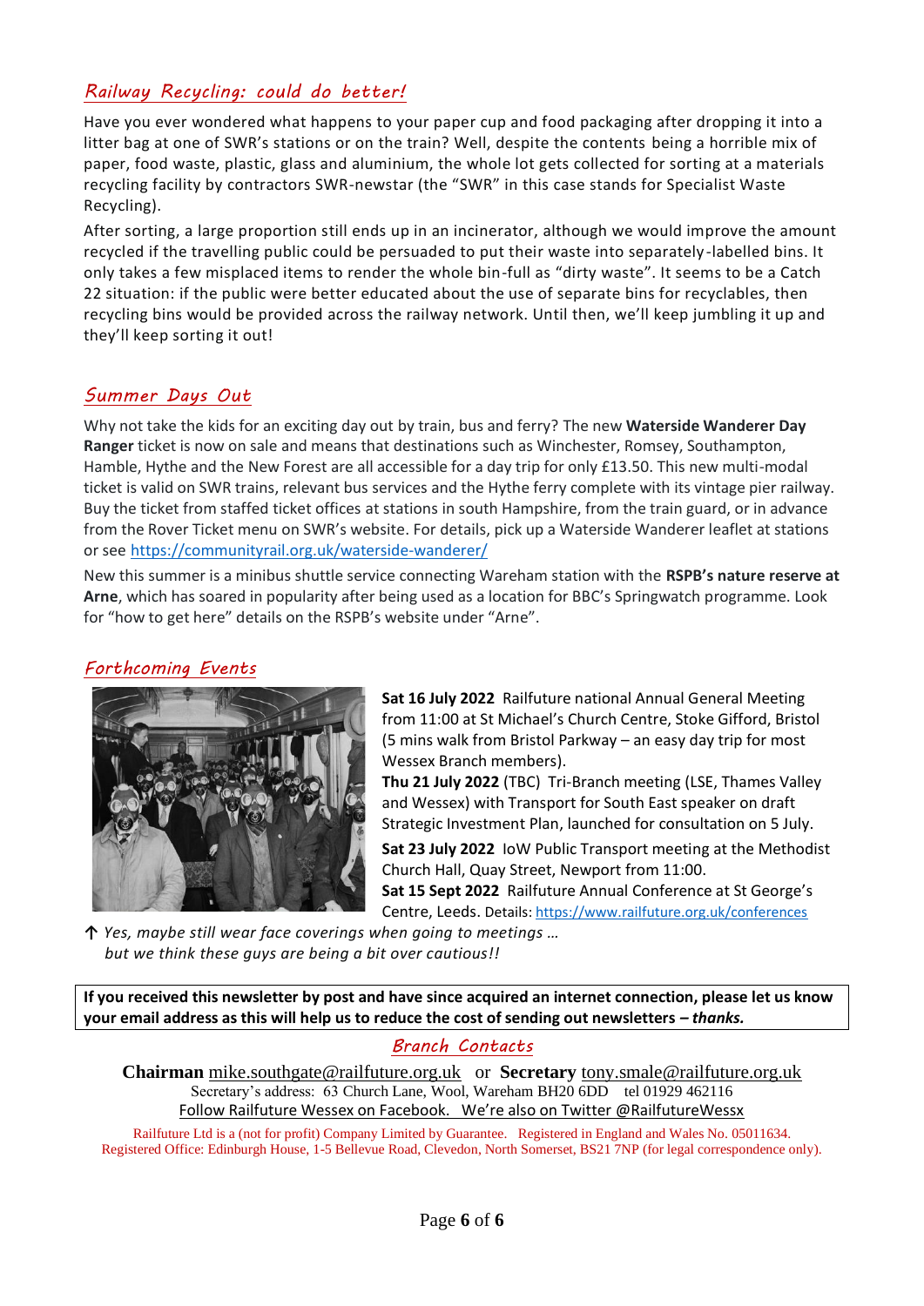## Railway Recycling: could do better!

Have you ever wondered what happens to your paper cup and food packaging after dropping it into a litter bag at one of SWR's stations or on the train? Well, despite the contents being a horrible mix of paper, food waste, plastic, glass and aluminium, the whole lot gets collected for sorting at a materials recycling facility by contractors SWR-newstar (the "SWR" in this case stands for Specialist Waste Recycling).

After sorting, a large proportion still ends up in an incinerator, although we would improve the amount recycled if the travelling public could be persuaded to put their waste into separately-labelled bins. It only takes a few misplaced items to render the whole bin-full as "dirty waste". It seems to be a Catch 22 situation: if the public were better educated about the use of separate bins for recyclables, then recycling bins would be provided across the railway network. Until then, we'll keep jumbling it up and they'll keep sorting it out!

## Summer Days Out

Why not take the kids for an exciting day out by train, bus and ferry? The new **Waterside Wanderer Day Ranger** ticket is now on sale and means that destinations such as Winchester, Romsey, Southampton, Hamble, Hythe and the New Forest are all accessible for a day trip for only £13.50. This new multi-modal ticket is valid on SWR trains, relevant bus services and the Hythe ferry complete with its vintage pier railway. Buy the ticket from staffed ticket offices at stations in south Hampshire, from the train guard, or in advance from the Rover Ticket menu on SWR's website. For details, pick up a Waterside Wanderer leaflet at stations or see https://communityrail.org.uk/waterside-wanderer/

New this summer is a minibus shuttle service connecting Wareham station with the **RSPB's nature reserve at Arne**, which has soared in popularity after being used as a location for BBC's Springwatch programme. Look for "how to get here" details on the RSPB's website under "Arne".

## Forthcoming Events

**Sat 16 July 2022** Railfuture national Annual General Meeting from 11:00 at St Michael's Church Centre, Stoke Gifford, Bristol (5 mins walk from Bristol Parkway – an easy day trip for most Wessex Branch members).

**Thu 21 July 2022** (TBC) Tri-Branch meeting (LSE, Thames Valley and Wessex) with Transport for South East speaker on draft Strategic Investment Plan, launched for consultation on 5 July.

**Sat 23 July 2022** IoW Public Transport meeting at the Methodist Church Hall, Quay Street, Newport from 11:00.

**Sat 15 Sept 2022** Railfuture Annual Conference at St George's Centre, Leeds. Details: https://www.railfuture.org.uk/conferences

↑ *Yes, maybe still wear face coverings when going to meetings … but we think these guys are being a bit over cautious!!*

**If you received this newsletter by post and have since acquired an internet connection, please let us know your email address as this will help us to reduce the cost of sending out newsletters – *thanks.***

## Branch Contacts

**Chairman** mike.southgate@railfuture.org.uk or **Secretary** tony.smale@railfuture.org.uk

Secretary's address: 63 Church Lane, Wool, Wareham BH20 6DD tel 01929 462116

Follow Railfuture Wessex on Facebook. We're also on Twitter @RailfutureWessx

Railfuture Ltd is a (not for profit) Company Limited by Guarantee. Registered in England and Wales No. 05011634. Registered Office: Edinburgh House, 1-5 Bellevue Road, Clevedon, North Somerset, BS21 7NP (for legal correspondence only).